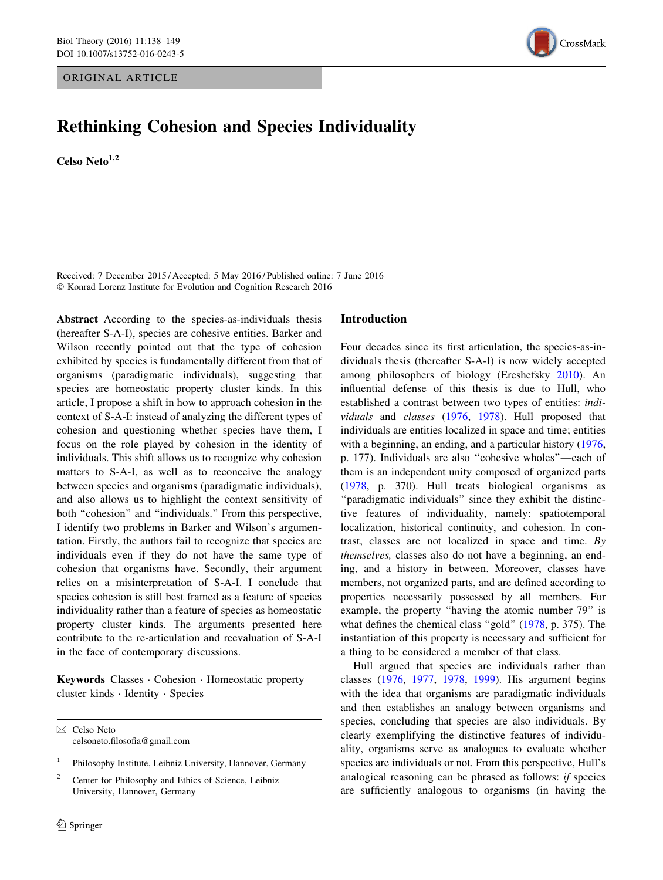ORIGINAL ARTICLE

# Rethinking Cohesion and Species Individuality

**Celso Neto**[1,2]

Received: 7 December 2015 / Accepted: 5 May 2016 / Published online: 7 June 2016
© Konrad Lorenz Institute for Evolution and Cognition Research 2016

**Abstract** According to the species-as-individuals thesis (hereafter S-A-I), species are cohesive entities. Barker and Wilson recently pointed out that the type of cohesion exhibited by species is fundamentally different from that of organisms (paradigmatic individuals), suggesting that species are homeostatic property cluster kinds. In this article, I propose a shift in how to approach cohesion in the context of S-A-I: instead of analyzing the different types of cohesion and questioning whether species have them, I focus on the role played by cohesion in the identity of individuals. This shift allows us to recognize why cohesion matters to S-A-I, as well as to reconceive the analogy between species and organisms (paradigmatic individuals), and also allows us to highlight the context sensitivity of both "cohesion" and "individuals." From this perspective, I identify two problems in Barker and Wilson's argumentation. Firstly, the authors fail to recognize that species are individuals even if they do not have the same type of cohesion that organisms have. Secondly, their argument relies on a misinterpretation of S-A-I. I conclude that species cohesion is still best framed as a feature of species individuality rather than a feature of species as homeostatic property cluster kinds. The arguments presented here contribute to the re-articulation and reevaluation of S-A-I in the face of contemporary discussions.

**Keywords** Classes · Cohesion · Homeostatic property cluster kinds · Identity · Species

✉ Celso Neto
celsoneto.filosofia@gmail.com

[1] Philosophy Institute, Leibniz University, Hannover, Germany

[2] Center for Philosophy and Ethics of Science, Leibniz University, Hannover, Germany

## Introduction

Four decades since its first articulation, the species-as-individuals thesis (thereafter S-A-I) is now widely accepted among philosophers of biology (Ereshefsky 2010). An influential defense of this thesis is due to Hull, who established a contrast between two types of entities: *individuals* and *classes* (1976, 1978). Hull proposed that individuals are entities localized in space and time; entities with a beginning, an ending, and a particular history (1976, p. 177). Individuals are also "cohesive wholes"—each of them is an independent unity composed of organized parts (1978, p. 370). Hull treats biological organisms as "paradigmatic individuals" since they exhibit the distinctive features of individuality, namely: spatiotemporal localization, historical continuity, and cohesion. In contrast, classes are not localized in space and time. *By themselves,* classes also do not have a beginning, an ending, and a history in between. Moreover, classes have members, not organized parts, and are defined according to properties necessarily possessed by all members. For example, the property "having the atomic number 79" is what defines the chemical class "gold" (1978, p. 375). The instantiation of this property is necessary and sufficient for a thing to be considered a member of that class.

Hull argued that species are individuals rather than classes (1976, 1977, 1978, 1999). His argument begins with the idea that organisms are paradigmatic individuals and then establishes an analogy between organisms and species, concluding that species are also individuals. By clearly exemplifying the distinctive features of individuality, organisms serve as analogues to evaluate whether species are individuals or not. From this perspective, Hull's analogical reasoning can be phrased as follows: *if* species are sufficiently analogous to organisms (in having the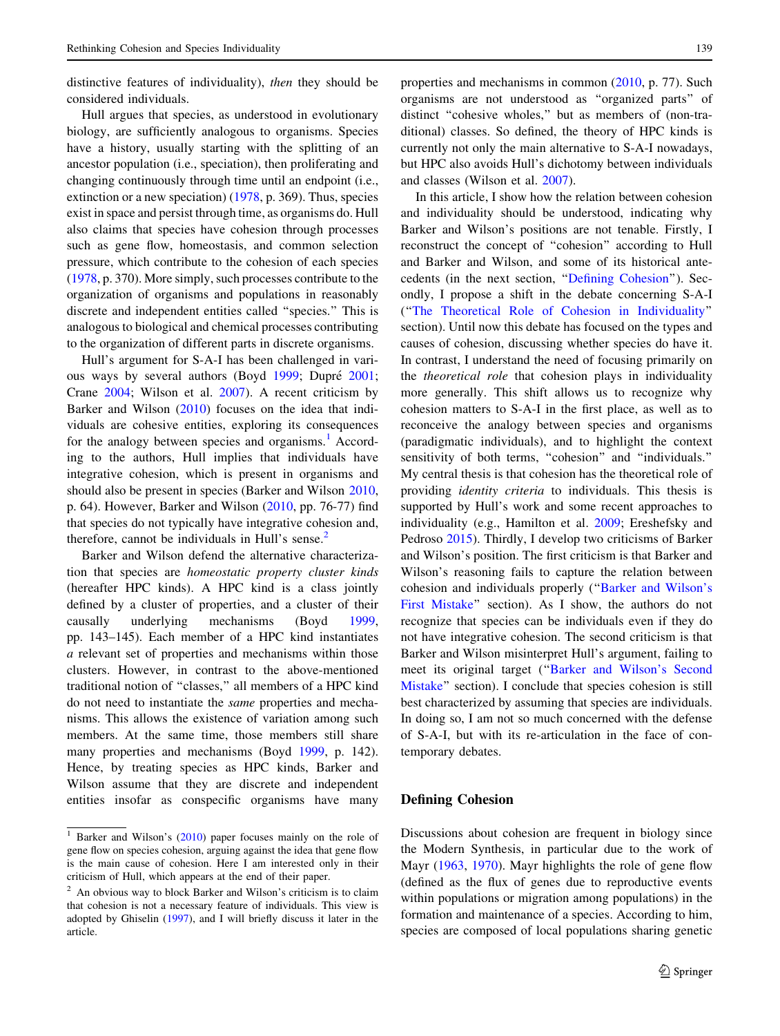distinctive features of individuality), *then* they should be considered individuals.

Hull argues that species, as understood in evolutionary biology, are sufficiently analogous to organisms. Species have a history, usually starting with the splitting of an ancestor population (i.e., speciation), then proliferating and changing continuously through time until an endpoint (i.e., extinction or a new speciation) (1978, p. 369). Thus, species exist in space and persist through time, as organisms do. Hull also claims that species have cohesion through processes such as gene flow, homeostasis, and common selection pressure, which contribute to the cohesion of each species (1978, p. 370). More simply, such processes contribute to the organization of organisms and populations in reasonably discrete and independent entities called "species." This is analogous to biological and chemical processes contributing to the organization of different parts in discrete organisms.

Hull's argument for S-A-I has been challenged in various ways by several authors (Boyd 1999; Dupré 2001; Crane 2004; Wilson et al. 2007). A recent criticism by Barker and Wilson (2010) focuses on the idea that individuals are cohesive entities, exploring its consequences for the analogy between species and organisms.[1] According to the authors, Hull implies that individuals have integrative cohesion, which is present in organisms and should also be present in species (Barker and Wilson 2010, p. 64). However, Barker and Wilson (2010, pp. 76-77) find that species do not typically have integrative cohesion and, therefore, cannot be individuals in Hull's sense.[2]

Barker and Wilson defend the alternative characterization that species are *homeostatic property cluster kinds* (hereafter HPC kinds). A HPC kind is a class jointly defined by a cluster of properties, and a cluster of their causally underlying mechanisms (Boyd 1999, pp. 143–145). Each member of a HPC kind instantiates *a* relevant set of properties and mechanisms within those clusters. However, in contrast to the above-mentioned traditional notion of "classes," all members of a HPC kind do not need to instantiate the *same* properties and mechanisms. This allows the existence of variation among such members. At the same time, those members still share many properties and mechanisms (Boyd 1999, p. 142). Hence, by treating species as HPC kinds, Barker and Wilson assume that they are discrete and independent entities insofar as conspecific organisms have many properties and mechanisms in common (2010, p. 77). Such organisms are not understood as "organized parts" of distinct "cohesive wholes," but as members of (non-traditional) classes. So defined, the theory of HPC kinds is currently not only the main alternative to S-A-I nowadays, but HPC also avoids Hull's dichotomy between individuals and classes (Wilson et al. 2007).

In this article, I show how the relation between cohesion and individuality should be understood, indicating why Barker and Wilson's positions are not tenable. Firstly, I reconstruct the concept of "cohesion" according to Hull and Barker and Wilson, and some of its historical antecedents (in the next section, "Defining Cohesion"). Secondly, I propose a shift in the debate concerning S-A-I ("The Theoretical Role of Cohesion in Individuality" section). Until now this debate has focused on the types and causes of cohesion, discussing whether species do have it. In contrast, I understand the need of focusing primarily on the *theoretical role* that cohesion plays in individuality more generally. This shift allows us to recognize why cohesion matters to S-A-I in the first place, as well as to reconceive the analogy between species and organisms (paradigmatic individuals), and to highlight the context sensitivity of both terms, "cohesion" and "individuals." My central thesis is that cohesion has the theoretical role of providing *identity criteria* to individuals. This thesis is supported by Hull's work and some recent approaches to individuality (e.g., Hamilton et al. 2009; Ereshefsky and Pedroso 2015). Thirdly, I develop two criticisms of Barker and Wilson's position. The first criticism is that Barker and Wilson's reasoning fails to capture the relation between cohesion and individuals properly ("Barker and Wilson's First Mistake" section). As I show, the authors do not recognize that species can be individuals even if they do not have integrative cohesion. The second criticism is that Barker and Wilson misinterpret Hull's argument, failing to meet its original target ("Barker and Wilson's Second Mistake" section). I conclude that species cohesion is still best characterized by assuming that species are individuals. In doing so, I am not so much concerned with the defense of S-A-I, but with its re-articulation in the face of contemporary debates.

## Defining Cohesion

Discussions about cohesion are frequent in biology since the Modern Synthesis, in particular due to the work of Mayr (1963, 1970). Mayr highlights the role of gene flow (defined as the flux of genes due to reproductive events within populations or migration among populations) in the formation and maintenance of a species. According to him, species are composed of local populations sharing genetic

---

[1] Barker and Wilson's (2010) paper focuses mainly on the role of gene flow on species cohesion, arguing against the idea that gene flow is the main cause of cohesion. Here I am interested only in their criticism of Hull, which appears at the end of their paper.

[2] An obvious way to block Barker and Wilson's criticism is to claim that cohesion is not a necessary feature of individuals. This view is adopted by Ghiselin (1997), and I will briefly discuss it later in the article.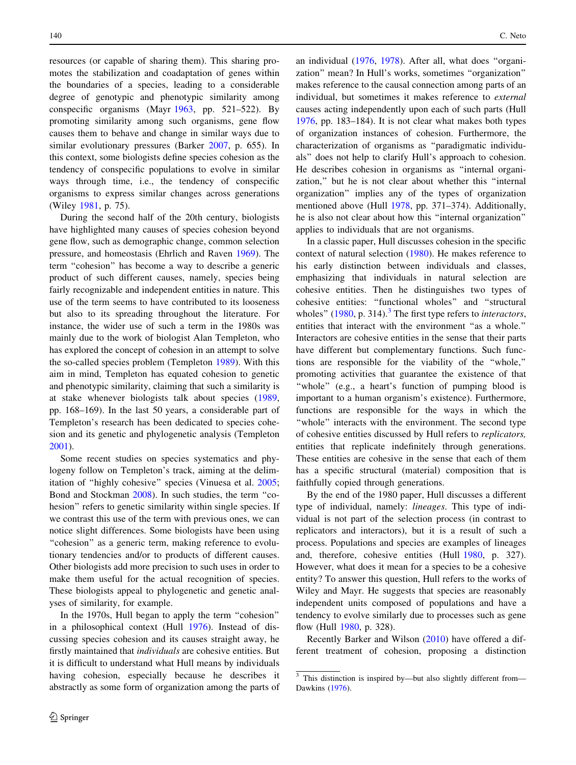resources (or capable of sharing them). This sharing promotes the stabilization and coadaptation of genes within the boundaries of a species, leading to a considerable degree of genotypic and phenotypic similarity among conspecific organisms (Mayr 1963, pp. 521–522). By promoting similarity among such organisms, gene flow causes them to behave and change in similar ways due to similar evolutionary pressures (Barker 2007, p. 655). In this context, some biologists define species cohesion as the tendency of conspecific populations to evolve in similar ways through time, i.e., the tendency of conspecific organisms to express similar changes across generations (Wiley 1981, p. 75).

During the second half of the 20th century, biologists have highlighted many causes of species cohesion beyond gene flow, such as demographic change, common selection pressure, and homeostasis (Ehrlich and Raven 1969). The term "cohesion" has become a way to describe a generic product of such different causes, namely, species being fairly recognizable and independent entities in nature. This use of the term seems to have contributed to its looseness but also to its spreading throughout the literature. For instance, the wider use of such a term in the 1980s was mainly due to the work of biologist Alan Templeton, who has explored the concept of cohesion in an attempt to solve the so-called species problem (Templeton 1989). With this aim in mind, Templeton has equated cohesion to genetic and phenotypic similarity, claiming that such a similarity is at stake whenever biologists talk about species (1989, pp. 168–169). In the last 50 years, a considerable part of Templeton's research has been dedicated to species cohesion and its genetic and phylogenetic analysis (Templeton 2001).

Some recent studies on species systematics and phylogeny follow on Templeton's track, aiming at the delimitation of "highly cohesive" species (Vinuesa et al. 2005; Bond and Stockman 2008). In such studies, the term "cohesion" refers to genetic similarity within single species. If we contrast this use of the term with previous ones, we can notice slight differences. Some biologists have been using "cohesion" as a generic term, making reference to evolutionary tendencies and/or to products of different causes. Other biologists add more precision to such uses in order to make them useful for the actual recognition of species. These biologists appeal to phylogenetic and genetic analyses of similarity, for example.

In the 1970s, Hull began to apply the term "cohesion" in a philosophical context (Hull 1976). Instead of discussing species cohesion and its causes straight away, he firstly maintained that *individuals* are cohesive entities. But it is difficult to understand what Hull means by individuals having cohesion, especially because he describes it abstractly as some form of organization among the parts of an individual (1976, 1978). After all, what does "organization" mean? In Hull's works, sometimes "organization" makes reference to the causal connection among parts of an individual, but sometimes it makes reference to *external* causes acting independently upon each of such parts (Hull 1976, pp. 183–184). It is not clear what makes both types of organization instances of cohesion. Furthermore, the characterization of organisms as "paradigmatic individuals" does not help to clarify Hull's approach to cohesion. He describes cohesion in organisms as "internal organization," but he is not clear about whether this "internal organization" implies any of the types of organization mentioned above (Hull 1978, pp. 371–374). Additionally, he is also not clear about how this "internal organization" applies to individuals that are not organisms.

In a classic paper, Hull discusses cohesion in the specific context of natural selection (1980). He makes reference to his early distinction between individuals and classes, emphasizing that individuals in natural selection are cohesive entities. Then he distinguishes two types of cohesive entities: "functional wholes" and "structural wholes" (1980, p. 314).[3] The first type refers to *interactors*, entities that interact with the environment "as a whole." Interactors are cohesive entities in the sense that their parts have different but complementary functions. Such functions are responsible for the viability of the "whole," promoting activities that guarantee the existence of that "whole" (e.g., a heart's function of pumping blood is important to a human organism's existence). Furthermore, functions are responsible for the ways in which the "whole" interacts with the environment. The second type of cohesive entities discussed by Hull refers to *replicators,* entities that replicate indefinitely through generations. These entities are cohesive in the sense that each of them has a specific structural (material) composition that is faithfully copied through generations.

By the end of the 1980 paper, Hull discusses a different type of individual, namely: *lineages*. This type of individual is not part of the selection process (in contrast to replicators and interactors), but it is a result of such a process. Populations and species are examples of lineages and, therefore, cohesive entities (Hull 1980, p. 327). However, what does it mean for a species to be a cohesive entity? To answer this question, Hull refers to the works of Wiley and Mayr. He suggests that species are reasonably independent units composed of populations and have a tendency to evolve similarly due to processes such as gene flow (Hull 1980, p. 328).

Recently Barker and Wilson (2010) have offered a different treatment of cohesion, proposing a distinction

[3] This distinction is inspired by—but also slightly different from—Dawkins (1976).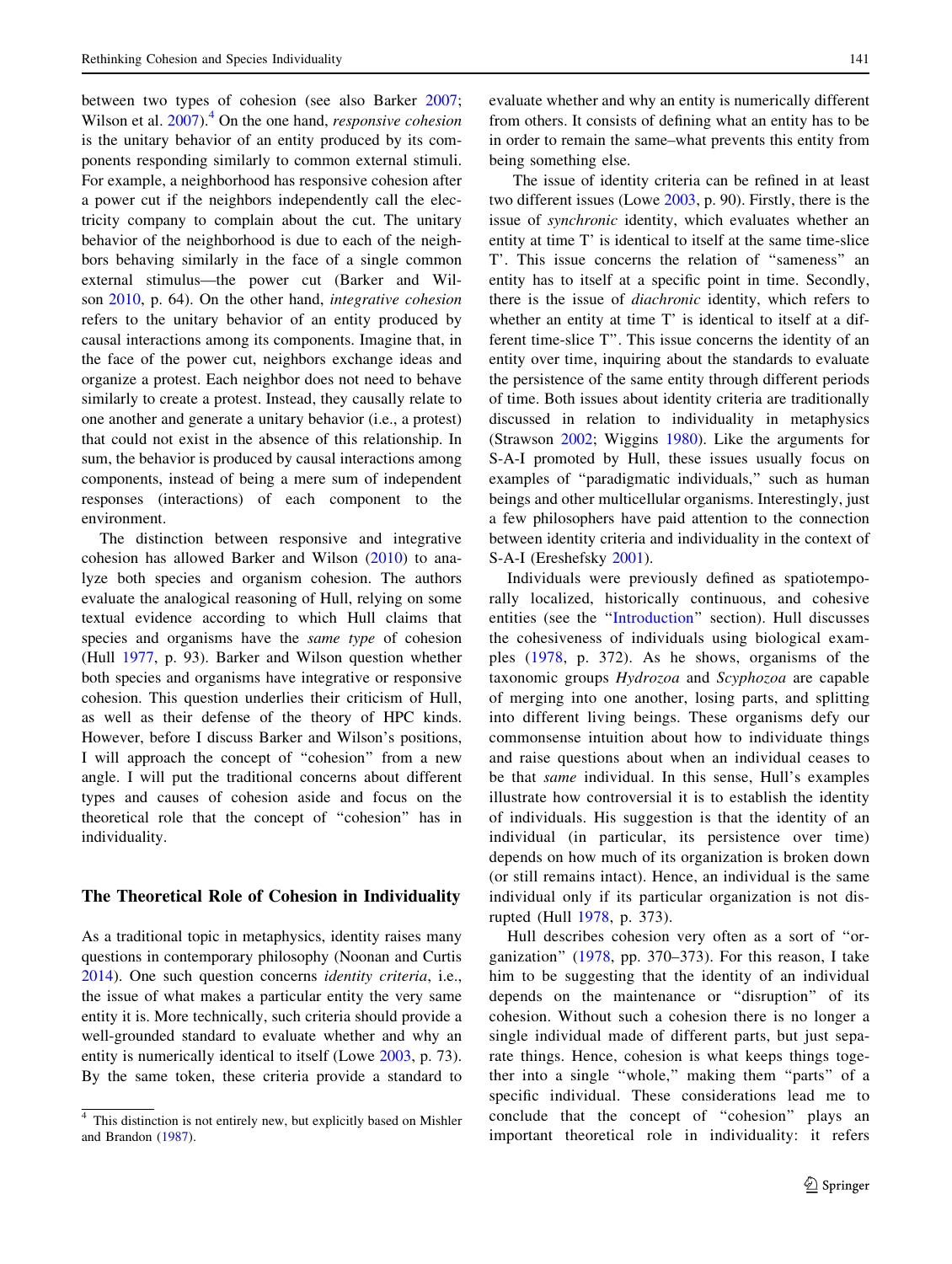between two types of cohesion (see also Barker 2007; Wilson et al. 2007).[4] On the one hand, *responsive cohesion* is the unitary behavior of an entity produced by its components responding similarly to common external stimuli. For example, a neighborhood has responsive cohesion after a power cut if the neighbors independently call the electricity company to complain about the cut. The unitary behavior of the neighborhood is due to each of the neighbors behaving similarly in the face of a single common external stimulus—the power cut (Barker and Wilson 2010, p. 64). On the other hand, *integrative cohesion* refers to the unitary behavior of an entity produced by causal interactions among its components. Imagine that, in the face of the power cut, neighbors exchange ideas and organize a protest. Each neighbor does not need to behave similarly to create a protest. Instead, they causally relate to one another and generate a unitary behavior (i.e., a protest) that could not exist in the absence of this relationship. In sum, the behavior is produced by causal interactions among components, instead of being a mere sum of independent responses (interactions) of each component to the environment.

The distinction between responsive and integrative cohesion has allowed Barker and Wilson (2010) to analyze both species and organism cohesion. The authors evaluate the analogical reasoning of Hull, relying on some textual evidence according to which Hull claims that species and organisms have the *same type* of cohesion (Hull 1977, p. 93). Barker and Wilson question whether both species and organisms have integrative or responsive cohesion. This question underlies their criticism of Hull, as well as their defense of the theory of HPC kinds. However, before I discuss Barker and Wilson's positions, I will approach the concept of "cohesion" from a new angle. I will put the traditional concerns about different types and causes of cohesion aside and focus on the theoretical role that the concept of "cohesion" has in individuality.

## The Theoretical Role of Cohesion in Individuality

As a traditional topic in metaphysics, identity raises many questions in contemporary philosophy (Noonan and Curtis 2014). One such question concerns *identity criteria*, i.e., the issue of what makes a particular entity the very same entity it is. More technically, such criteria should provide a well-grounded standard to evaluate whether and why an entity is numerically identical to itself (Lowe 2003, p. 73). By the same token, these criteria provide a standard to evaluate whether and why an entity is numerically different from others. It consists of defining what an entity has to be in order to remain the same–what prevents this entity from being something else.

The issue of identity criteria can be refined in at least two different issues (Lowe 2003, p. 90). Firstly, there is the issue of *synchronic* identity, which evaluates whether an entity at time T' is identical to itself at the same time-slice T'. This issue concerns the relation of "sameness" an entity has to itself at a specific point in time. Secondly, there is the issue of *diachronic* identity, which refers to whether an entity at time T' is identical to itself at a different time-slice T''. This issue concerns the identity of an entity over time, inquiring about the standards to evaluate the persistence of the same entity through different periods of time. Both issues about identity criteria are traditionally discussed in relation to individuality in metaphysics (Strawson 2002; Wiggins 1980). Like the arguments for S-A-I promoted by Hull, these issues usually focus on examples of "paradigmatic individuals," such as human beings and other multicellular organisms. Interestingly, just a few philosophers have paid attention to the connection between identity criteria and individuality in the context of S-A-I (Ereshefsky 2001).

Individuals were previously defined as spatiotemporally localized, historically continuous, and cohesive entities (see the "Introduction" section). Hull discusses the cohesiveness of individuals using biological examples (1978, p. 372). As he shows, organisms of the taxonomic groups *Hydrozoa* and *Scyphozoa* are capable of merging into one another, losing parts, and splitting into different living beings. These organisms defy our commonsense intuition about how to individuate things and raise questions about when an individual ceases to be that *same* individual. In this sense, Hull's examples illustrate how controversial it is to establish the identity of individuals. His suggestion is that the identity of an individual (in particular, its persistence over time) depends on how much of its organization is broken down (or still remains intact). Hence, an individual is the same individual only if its particular organization is not disrupted (Hull 1978, p. 373).

Hull describes cohesion very often as a sort of "organization" (1978, pp. 370–373). For this reason, I take him to be suggesting that the identity of an individual depends on the maintenance or "disruption" of its cohesion. Without such a cohesion there is no longer a single individual made of different parts, but just separate things. Hence, cohesion is what keeps things together into a single "whole," making them "parts" of a specific individual. These considerations lead me to conclude that the concept of "cohesion" plays an important theoretical role in individuality: it refers

[4] This distinction is not entirely new, but explicitly based on Mishler and Brandon (1987).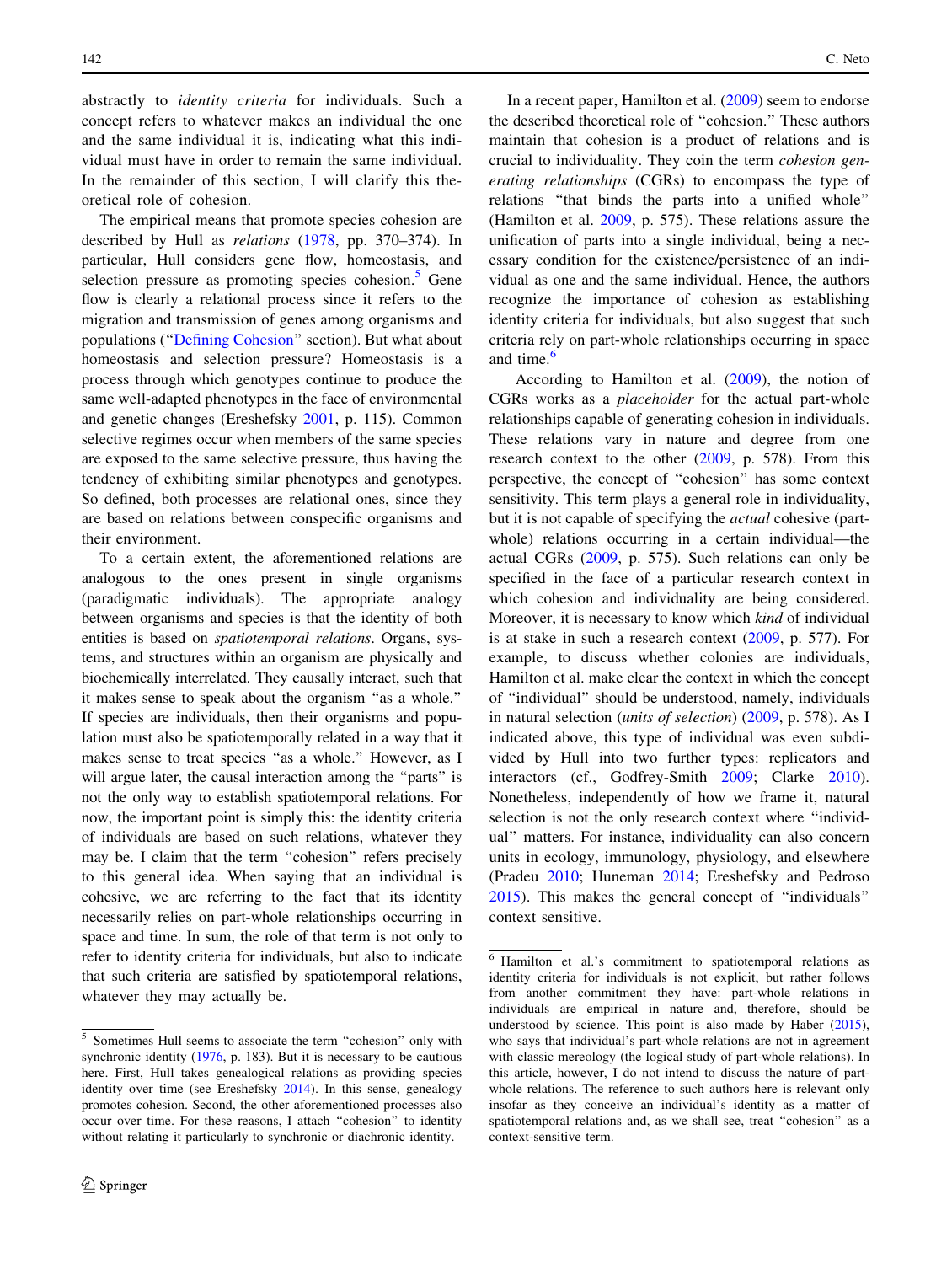abstractly to *identity criteria* for individuals. Such a concept refers to whatever makes an individual the one and the same individual it is, indicating what this individual must have in order to remain the same individual. In the remainder of this section, I will clarify this theoretical role of cohesion.

The empirical means that promote species cohesion are described by Hull as *relations* (1978, pp. 370–374). In particular, Hull considers gene flow, homeostasis, and selection pressure as promoting species cohesion.[5] Gene flow is clearly a relational process since it refers to the migration and transmission of genes among organisms and populations ("Defining Cohesion" section). But what about homeostasis and selection pressure? Homeostasis is a process through which genotypes continue to produce the same well-adapted phenotypes in the face of environmental and genetic changes (Ereshefsky 2001, p. 115). Common selective regimes occur when members of the same species are exposed to the same selective pressure, thus having the tendency of exhibiting similar phenotypes and genotypes. So defined, both processes are relational ones, since they are based on relations between conspecific organisms and their environment.

To a certain extent, the aforementioned relations are analogous to the ones present in single organisms (paradigmatic individuals). The appropriate analogy between organisms and species is that the identity of both entities is based on *spatiotemporal relations*. Organs, systems, and structures within an organism are physically and biochemically interrelated. They causally interact, such that it makes sense to speak about the organism "as a whole." If species are individuals, then their organisms and population must also be spatiotemporally related in a way that it makes sense to treat species "as a whole." However, as I will argue later, the causal interaction among the "parts" is not the only way to establish spatiotemporal relations. For now, the important point is simply this: the identity criteria of individuals are based on such relations, whatever they may be. I claim that the term "cohesion" refers precisely to this general idea. When saying that an individual is cohesive, we are referring to the fact that its identity necessarily relies on part-whole relationships occurring in space and time. In sum, the role of that term is not only to refer to identity criteria for individuals, but also to indicate that such criteria are satisfied by spatiotemporal relations, whatever they may actually be.

In a recent paper, Hamilton et al. (2009) seem to endorse the described theoretical role of "cohesion." These authors maintain that cohesion is a product of relations and is crucial to individuality. They coin the term *cohesion generating relationships* (CGRs) to encompass the type of relations "that binds the parts into a unified whole" (Hamilton et al. 2009, p. 575). These relations assure the unification of parts into a single individual, being a necessary condition for the existence/persistence of an individual as one and the same individual. Hence, the authors recognize the importance of cohesion as establishing identity criteria for individuals, but also suggest that such criteria rely on part-whole relationships occurring in space and time.[6]

According to Hamilton et al. (2009), the notion of CGRs works as a *placeholder* for the actual part-whole relationships capable of generating cohesion in individuals. These relations vary in nature and degree from one research context to the other (2009, p. 578). From this perspective, the concept of "cohesion" has some context sensitivity. This term plays a general role in individuality, but it is not capable of specifying the *actual* cohesive (part-whole) relations occurring in a certain individual—the actual CGRs (2009, p. 575). Such relations can only be specified in the face of a particular research context in which cohesion and individuality are being considered. Moreover, it is necessary to know which *kind* of individual is at stake in such a research context (2009, p. 577). For example, to discuss whether colonies are individuals, Hamilton et al. make clear the context in which the concept of "individual" should be understood, namely, individuals in natural selection (*units of selection*) (2009, p. 578). As I indicated above, this type of individual was even subdivided by Hull into two further types: replicators and interactors (cf., Godfrey-Smith 2009; Clarke 2010). Nonetheless, independently of how we frame it, natural selection is not the only research context where "individual" matters. For instance, individuality can also concern units in ecology, immunology, physiology, and elsewhere (Pradeu 2010; Huneman 2014; Ereshefsky and Pedroso 2015). This makes the general concept of "individuals" context sensitive.

---

[5] Sometimes Hull seems to associate the term "cohesion" only with synchronic identity (1976, p. 183). But it is necessary to be cautious here. First, Hull takes genealogical relations as providing species identity over time (see Ereshefsky 2014). In this sense, genealogy promotes cohesion. Second, the other aforementioned processes also occur over time. For these reasons, I attach "cohesion" to identity without relating it particularly to synchronic or diachronic identity.

[6] Hamilton et al.'s commitment to spatiotemporal relations as identity criteria for individuals is not explicit, but rather follows from another commitment they have: part-whole relations in individuals are empirical in nature and, therefore, should be understood by science. This point is also made by Haber (2015), who says that individual's part-whole relations are not in agreement with classic mereology (the logical study of part-whole relations). In this article, however, I do not intend to discuss the nature of part-whole relations. The reference to such authors here is relevant only insofar as they conceive an individual's identity as a matter of spatiotemporal relations and, as we shall see, treat "cohesion" as a context-sensitive term.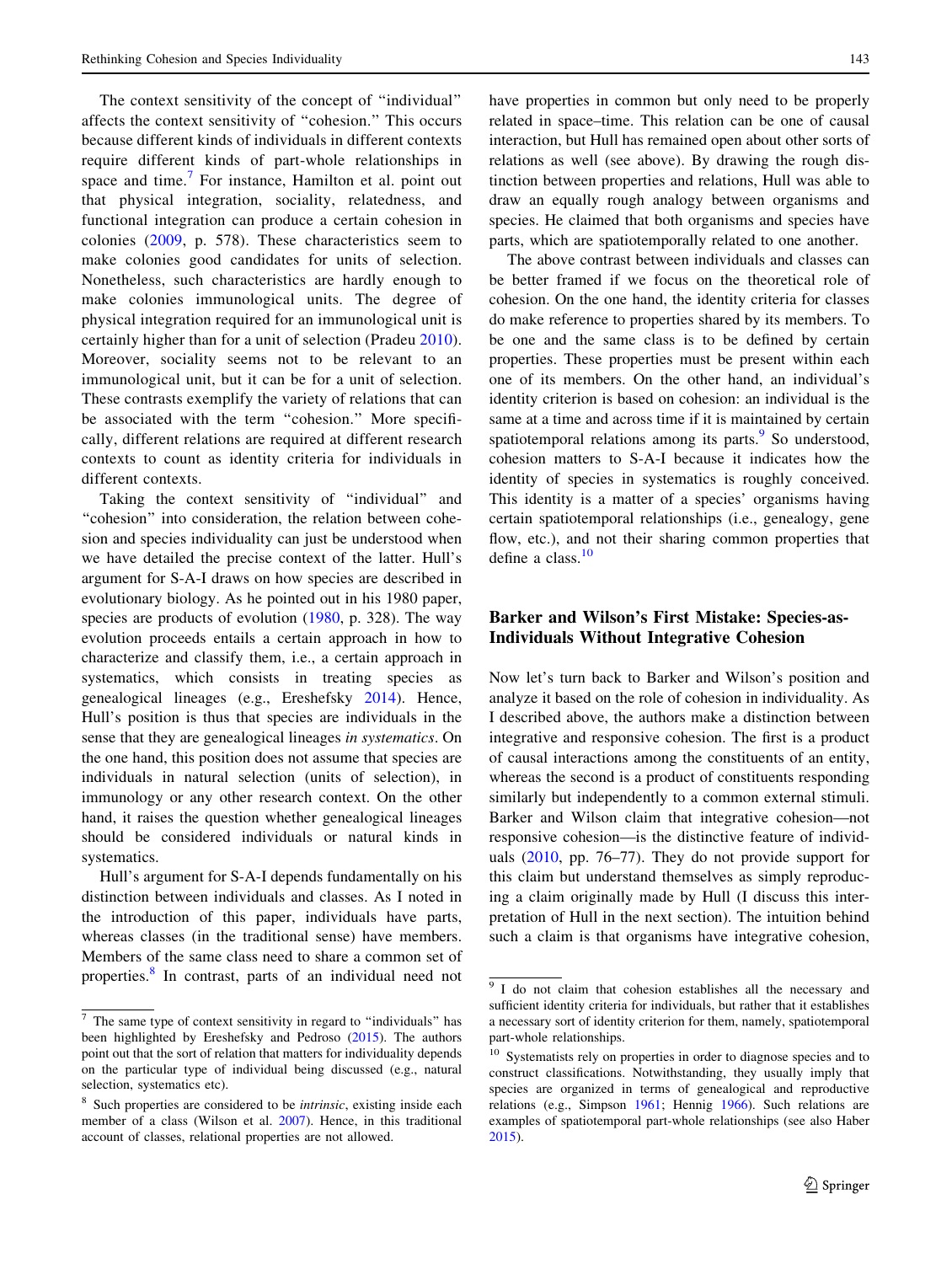The context sensitivity of the concept of "individual" affects the context sensitivity of "cohesion." This occurs because different kinds of individuals in different contexts require different kinds of part-whole relationships in space and time.[7] For instance, Hamilton et al. point out that physical integration, sociality, relatedness, and functional integration can produce a certain cohesion in colonies (2009, p. 578). These characteristics seem to make colonies good candidates for units of selection. Nonetheless, such characteristics are hardly enough to make colonies immunological units. The degree of physical integration required for an immunological unit is certainly higher than for a unit of selection (Pradeu 2010). Moreover, sociality seems not to be relevant to an immunological unit, but it can be for a unit of selection. These contrasts exemplify the variety of relations that can be associated with the term "cohesion." More specifically, different relations are required at different research contexts to count as identity criteria for individuals in different contexts.

Taking the context sensitivity of "individual" and "cohesion" into consideration, the relation between cohesion and species individuality can just be understood when we have detailed the precise context of the latter. Hull's argument for S-A-I draws on how species are described in evolutionary biology. As he pointed out in his 1980 paper, species are products of evolution (1980, p. 328). The way evolution proceeds entails a certain approach in how to characterize and classify them, i.e., a certain approach in systematics, which consists in treating species as genealogical lineages (e.g., Ereshefsky 2014). Hence, Hull's position is thus that species are individuals in the sense that they are genealogical lineages *in systematics*. On the one hand, this position does not assume that species are individuals in natural selection (units of selection), in immunology or any other research context. On the other hand, it raises the question whether genealogical lineages should be considered individuals or natural kinds in systematics.

Hull's argument for S-A-I depends fundamentally on his distinction between individuals and classes. As I noted in the introduction of this paper, individuals have parts, whereas classes (in the traditional sense) have members. Members of the same class need to share a common set of properties.[8] In contrast, parts of an individual need not have properties in common but only need to be properly related in space–time. This relation can be one of causal interaction, but Hull has remained open about other sorts of relations as well (see above). By drawing the rough distinction between properties and relations, Hull was able to draw an equally rough analogy between organisms and species. He claimed that both organisms and species have parts, which are spatiotemporally related to one another.

The above contrast between individuals and classes can be better framed if we focus on the theoretical role of cohesion. On the one hand, the identity criteria for classes do make reference to properties shared by its members. To be one and the same class is to be defined by certain properties. These properties must be present within each one of its members. On the other hand, an individual's identity criterion is based on cohesion: an individual is the same at a time and across time if it is maintained by certain spatiotemporal relations among its parts.[9] So understood, cohesion matters to S-A-I because it indicates how the identity of species in systematics is roughly conceived. This identity is a matter of a species' organisms having certain spatiotemporal relationships (i.e., genealogy, gene flow, etc.), and not their sharing common properties that define a class.[10]

## Barker and Wilson's First Mistake: Species-as-Individuals Without Integrative Cohesion

Now let's turn back to Barker and Wilson's position and analyze it based on the role of cohesion in individuality. As I described above, the authors make a distinction between integrative and responsive cohesion. The first is a product of causal interactions among the constituents of an entity, whereas the second is a product of constituents responding similarly but independently to a common external stimuli. Barker and Wilson claim that integrative cohesion—not responsive cohesion—is the distinctive feature of individuals (2010, pp. 76–77). They do not provide support for this claim but understand themselves as simply reproducing a claim originally made by Hull (I discuss this interpretation of Hull in the next section). The intuition behind such a claim is that organisms have integrative cohesion,

---

[7] The same type of context sensitivity in regard to "individuals" has been highlighted by Ereshefsky and Pedroso (2015). The authors point out that the sort of relation that matters for individuality depends on the particular type of individual being discussed (e.g., natural selection, systematics etc).

[8] Such properties are considered to be *intrinsic*, existing inside each member of a class (Wilson et al. 2007). Hence, in this traditional account of classes, relational properties are not allowed.

[9] I do not claim that cohesion establishes all the necessary and sufficient identity criteria for individuals, but rather that it establishes a necessary sort of identity criterion for them, namely, spatiotemporal part-whole relationships.

[10] Systematists rely on properties in order to diagnose species and to construct classifications. Notwithstanding, they usually imply that species are organized in terms of genealogical and reproductive relations (e.g., Simpson 1961; Hennig 1966). Such relations are examples of spatiotemporal part-whole relationships (see also Haber 2015).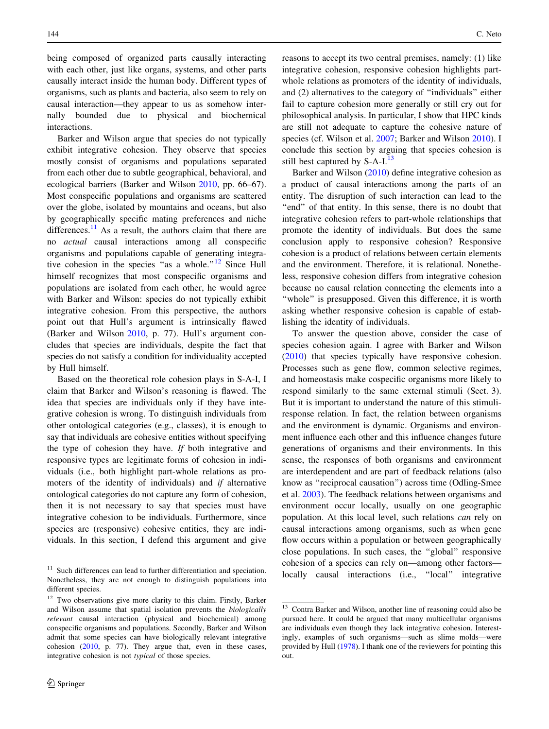being composed of organized parts causally interacting with each other, just like organs, systems, and other parts causally interact inside the human body. Different types of organisms, such as plants and bacteria, also seem to rely on causal interaction—they appear to us as somehow internally bounded due to physical and biochemical interactions.

Barker and Wilson argue that species do not typically exhibit integrative cohesion. They observe that species mostly consist of organisms and populations separated from each other due to subtle geographical, behavioral, and ecological barriers (Barker and Wilson 2010, pp. 66–67). Most conspecific populations and organisms are scattered over the globe, isolated by mountains and oceans, but also by geographically specific mating preferences and niche differences.[11] As a result, the authors claim that there are no *actual* causal interactions among all conspecific organisms and populations capable of generating integrative cohesion in the species "as a whole."[12] Since Hull himself recognizes that most conspecific organisms and populations are isolated from each other, he would agree with Barker and Wilson: species do not typically exhibit integrative cohesion. From this perspective, the authors point out that Hull's argument is intrinsically flawed (Barker and Wilson 2010, p. 77). Hull's argument concludes that species are individuals, despite the fact that species do not satisfy a condition for individuality accepted by Hull himself.

Based on the theoretical role cohesion plays in S-A-I, I claim that Barker and Wilson's reasoning is flawed. The idea that species are individuals only if they have integrative cohesion is wrong. To distinguish individuals from other ontological categories (e.g., classes), it is enough to say that individuals are cohesive entities without specifying the type of cohesion they have. *If* both integrative and responsive types are legitimate forms of cohesion in individuals (i.e., both highlight part-whole relations as promoters of the identity of individuals) and *if* alternative ontological categories do not capture any form of cohesion, then it is not necessary to say that species must have integrative cohesion to be individuals. Furthermore, since species are (responsive) cohesive entities, they are individuals. In this section, I defend this argument and give reasons to accept its two central premises, namely: (1) like integrative cohesion, responsive cohesion highlights part-whole relations as promoters of the identity of individuals, and (2) alternatives to the category of "individuals" either fail to capture cohesion more generally or still cry out for philosophical analysis. In particular, I show that HPC kinds are still not adequate to capture the cohesive nature of species (cf. Wilson et al. 2007; Barker and Wilson 2010). I conclude this section by arguing that species cohesion is still best captured by S-A-I.[13]

Barker and Wilson (2010) define integrative cohesion as a product of causal interactions among the parts of an entity. The disruption of such interaction can lead to the "end" of that entity. In this sense, there is no doubt that integrative cohesion refers to part-whole relationships that promote the identity of individuals. But does the same conclusion apply to responsive cohesion? Responsive cohesion is a product of relations between certain elements and the environment. Therefore, it is relational. Nonetheless, responsive cohesion differs from integrative cohesion because no causal relation connecting the elements into a "whole" is presupposed. Given this difference, it is worth asking whether responsive cohesion is capable of establishing the identity of individuals.

To answer the question above, consider the case of species cohesion again. I agree with Barker and Wilson (2010) that species typically have responsive cohesion. Processes such as gene flow, common selective regimes, and homeostasis make cospecific organisms more likely to respond similarly to the same external stimuli (Sect. 3). But it is important to understand the nature of this stimuli-response relation. In fact, the relation between organisms and the environment is dynamic. Organisms and environment influence each other and this influence changes future generations of organisms and their environments. In this sense, the responses of both organisms and environment are interdependent and are part of feedback relations (also know as "reciprocal causation") across time (Odling-Smee et al. 2003). The feedback relations between organisms and environment occur locally, usually on one geographic population. At this local level, such relations *can* rely on causal interactions among organisms, such as when gene flow occurs within a population or between geographically close populations. In such cases, the "global" responsive cohesion of a species can rely on—among other factors—locally causal interactions (i.e., "local" integrative

---

[11] Such differences can lead to further differentiation and speciation. Nonetheless, they are not enough to distinguish populations into different species.

[12] Two observations give more clarity to this claim. Firstly, Barker and Wilson assume that spatial isolation prevents the *biologically relevant* causal interaction (physical and biochemical) among conspecific organisms and populations. Secondly, Barker and Wilson admit that some species can have biologically relevant integrative cohesion (2010, p. 77). They argue that, even in these cases, integrative cohesion is not *typical* of those species.

[13] Contra Barker and Wilson, another line of reasoning could also be pursued here. It could be argued that many multicellular organisms are individuals even though they lack integrative cohesion. Interestingly, examples of such organisms—such as slime molds—were provided by Hull (1978). I thank one of the reviewers for pointing this out.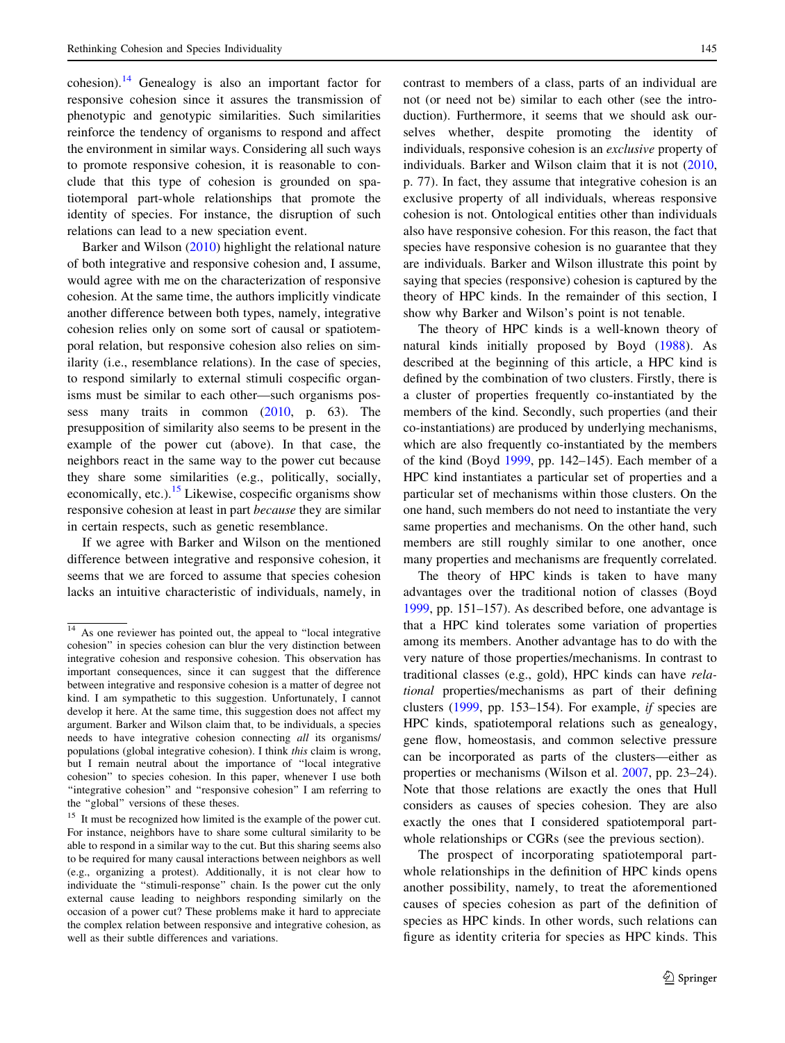cohesion).[14] Genealogy is also an important factor for responsive cohesion since it assures the transmission of phenotypic and genotypic similarities. Such similarities reinforce the tendency of organisms to respond and affect the environment in similar ways. Considering all such ways to promote responsive cohesion, it is reasonable to conclude that this type of cohesion is grounded on spatiotemporal part-whole relationships that promote the identity of species. For instance, the disruption of such relations can lead to a new speciation event.

Barker and Wilson (2010) highlight the relational nature of both integrative and responsive cohesion and, I assume, would agree with me on the characterization of responsive cohesion. At the same time, the authors implicitly vindicate another difference between both types, namely, integrative cohesion relies only on some sort of causal or spatiotemporal relation, but responsive cohesion also relies on similarity (i.e., resemblance relations). In the case of species, to respond similarly to external stimuli cospecific organisms must be similar to each other—such organisms possess many traits in common (2010, p. 63). The presupposition of similarity also seems to be present in the example of the power cut (above). In that case, the neighbors react in the same way to the power cut because they share some similarities (e.g., politically, socially, economically, etc.).[15] Likewise, cospecific organisms show responsive cohesion at least in part *because* they are similar in certain respects, such as genetic resemblance.

If we agree with Barker and Wilson on the mentioned difference between integrative and responsive cohesion, it seems that we are forced to assume that species cohesion lacks an intuitive characteristic of individuals, namely, in contrast to members of a class, parts of an individual are not (or need not be) similar to each other (see the introduction). Furthermore, it seems that we should ask ourselves whether, despite promoting the identity of individuals, responsive cohesion is an *exclusive* property of individuals. Barker and Wilson claim that it is not (2010, p. 77). In fact, they assume that integrative cohesion is an exclusive property of all individuals, whereas responsive cohesion is not. Ontological entities other than individuals also have responsive cohesion. For this reason, the fact that species have responsive cohesion is no guarantee that they are individuals. Barker and Wilson illustrate this point by saying that species (responsive) cohesion is captured by the theory of HPC kinds. In the remainder of this section, I show why Barker and Wilson's point is not tenable.

The theory of HPC kinds is a well-known theory of natural kinds initially proposed by Boyd (1988). As described at the beginning of this article, a HPC kind is defined by the combination of two clusters. Firstly, there is a cluster of properties frequently co-instantiated by the members of the kind. Secondly, such properties (and their co-instantiations) are produced by underlying mechanisms, which are also frequently co-instantiated by the members of the kind (Boyd 1999, pp. 142–145). Each member of a HPC kind instantiates a particular set of properties and a particular set of mechanisms within those clusters. On the one hand, such members do not need to instantiate the very same properties and mechanisms. On the other hand, such members are still roughly similar to one another, once many properties and mechanisms are frequently correlated.

The theory of HPC kinds is taken to have many advantages over the traditional notion of classes (Boyd 1999, pp. 151–157). As described before, one advantage is that a HPC kind tolerates some variation of properties among its members. Another advantage has to do with the very nature of those properties/mechanisms. In contrast to traditional classes (e.g., gold), HPC kinds can have *relational* properties/mechanisms as part of their defining clusters (1999, pp. 153–154). For example, *if* species are HPC kinds, spatiotemporal relations such as genealogy, gene flow, homeostasis, and common selective pressure can be incorporated as parts of the clusters—either as properties or mechanisms (Wilson et al. 2007, pp. 23–24). Note that those relations are exactly the ones that Hull considers as causes of species cohesion. They are also exactly the ones that I considered spatiotemporal part-whole relationships or CGRs (see the previous section).

The prospect of incorporating spatiotemporal part-whole relationships in the definition of HPC kinds opens another possibility, namely, to treat the aforementioned causes of species cohesion as part of the definition of species as HPC kinds. In other words, such relations can figure as identity criteria for species as HPC kinds. This

---

[14] As one reviewer has pointed out, the appeal to "local integrative cohesion" in species cohesion can blur the very distinction between integrative cohesion and responsive cohesion. This observation has important consequences, since it can suggest that the difference between integrative and responsive cohesion is a matter of degree not kind. I am sympathetic to this suggestion. Unfortunately, I cannot develop it here. At the same time, this suggestion does not affect my argument. Barker and Wilson claim that, to be individuals, a species needs to have integrative cohesion connecting *all* its organisms/populations (global integrative cohesion). I think *this* claim is wrong, but I remain neutral about the importance of "local integrative cohesion" to species cohesion. In this paper, whenever I use both "integrative cohesion" and "responsive cohesion" I am referring to the "global" versions of these theses.

[15] It must be recognized how limited is the example of the power cut. For instance, neighbors have to share some cultural similarity to be able to respond in a similar way to the cut. But this sharing seems also to be required for many causal interactions between neighbors as well (e.g., organizing a protest). Additionally, it is not clear how to individuate the "stimuli-response" chain. Is the power cut the only external cause leading to neighbors responding similarly on the occasion of a power cut? These problems make it hard to appreciate the complex relation between responsive and integrative cohesion, as well as their subtle differences and variations.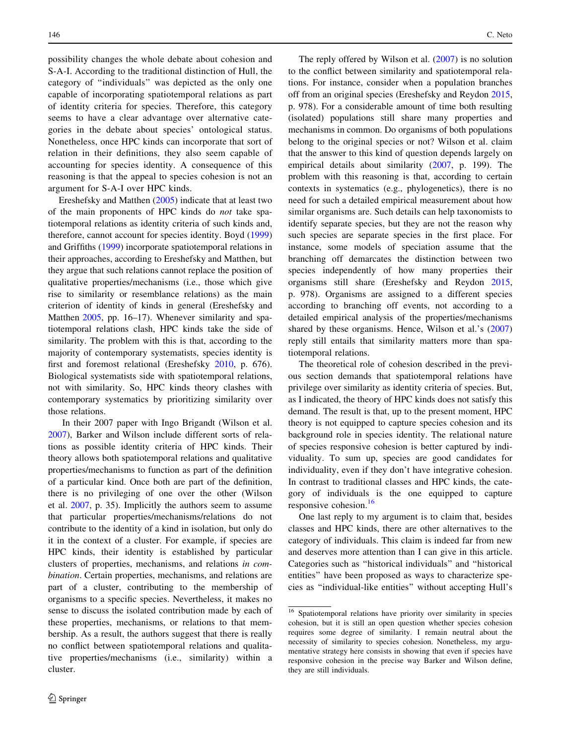possibility changes the whole debate about cohesion and S-A-I. According to the traditional distinction of Hull, the category of "individuals" was depicted as the only one capable of incorporating spatiotemporal relations as part of identity criteria for species. Therefore, this category seems to have a clear advantage over alternative categories in the debate about species' ontological status. Nonetheless, once HPC kinds can incorporate that sort of relation in their definitions, they also seem capable of accounting for species identity. A consequence of this reasoning is that the appeal to species cohesion is not an argument for S-A-I over HPC kinds.

Ereshefsky and Matthen (2005) indicate that at least two of the main proponents of HPC kinds do *not* take spatiotemporal relations as identity criteria of such kinds and, therefore, cannot account for species identity. Boyd (1999) and Griffiths (1999) incorporate spatiotemporal relations in their approaches, according to Ereshefsky and Matthen, but they argue that such relations cannot replace the position of qualitative properties/mechanisms (i.e., those which give rise to similarity or resemblance relations) as the main criterion of identity of kinds in general (Ereshefsky and Matthen 2005, pp. 16–17). Whenever similarity and spatiotemporal relations clash, HPC kinds take the side of similarity. The problem with this is that, according to the majority of contemporary systematists, species identity is first and foremost relational (Ereshefsky 2010, p. 676). Biological systematists side with spatiotemporal relations, not with similarity. So, HPC kinds theory clashes with contemporary systematics by prioritizing similarity over those relations.

In their 2007 paper with Ingo Brigandt (Wilson et al. 2007), Barker and Wilson include different sorts of relations as possible identity criteria of HPC kinds. Their theory allows both spatiotemporal relations and qualitative properties/mechanisms to function as part of the definition of a particular kind. Once both are part of the definition, there is no privileging of one over the other (Wilson et al. 2007, p. 35). Implicitly the authors seem to assume that particular properties/mechanisms/relations do not contribute to the identity of a kind in isolation, but only do it in the context of a cluster. For example, if species are HPC kinds, their identity is established by particular clusters of properties, mechanisms, and relations *in combination*. Certain properties, mechanisms, and relations are part of a cluster, contributing to the membership of organisms to a specific species. Nevertheless, it makes no sense to discuss the isolated contribution made by each of these properties, mechanisms, or relations to that membership. As a result, the authors suggest that there is really no conflict between spatiotemporal relations and qualitative properties/mechanisms (i.e., similarity) within a cluster.

The reply offered by Wilson et al. (2007) is no solution to the conflict between similarity and spatiotemporal relations. For instance, consider when a population branches off from an original species (Ereshefsky and Reydon 2015, p. 978). For a considerable amount of time both resulting (isolated) populations still share many properties and mechanisms in common. Do organisms of both populations belong to the original species or not? Wilson et al. claim that the answer to this kind of question depends largely on empirical details about similarity (2007, p. 199). The problem with this reasoning is that, according to certain contexts in systematics (e.g., phylogenetics), there is no need for such a detailed empirical measurement about how similar organisms are. Such details can help taxonomists to identify separate species, but they are not the reason why such species are separate species in the first place. For instance, some models of speciation assume that the branching off demarcates the distinction between two species independently of how many properties their organisms still share (Ereshefsky and Reydon 2015, p. 978). Organisms are assigned to a different species according to branching off events, not according to a detailed empirical analysis of the properties/mechanisms shared by these organisms. Hence, Wilson et al.'s (2007) reply still entails that similarity matters more than spatiotemporal relations.

The theoretical role of cohesion described in the previous section demands that spatiotemporal relations have privilege over similarity as identity criteria of species. But, as I indicated, the theory of HPC kinds does not satisfy this demand. The result is that, up to the present moment, HPC theory is not equipped to capture species cohesion and its background role in species identity. The relational nature of species responsive cohesion is better captured by individuality. To sum up, species are good candidates for individuality, even if they don't have integrative cohesion. In contrast to traditional classes and HPC kinds, the category of individuals is the one equipped to capture responsive cohesion.[16]

One last reply to my argument is to claim that, besides classes and HPC kinds, there are other alternatives to the category of individuals. This claim is indeed far from new and deserves more attention than I can give in this article. Categories such as "historical individuals" and "historical entities" have been proposed as ways to characterize species as "individual-like entities" without accepting Hull's

[16] Spatiotemporal relations have priority over similarity in species cohesion, but it is still an open question whether species cohesion requires some degree of similarity. I remain neutral about the necessity of similarity to species cohesion. Nonetheless, my argumentative strategy here consists in showing that even if species have responsive cohesion in the precise way Barker and Wilson define, they are still individuals.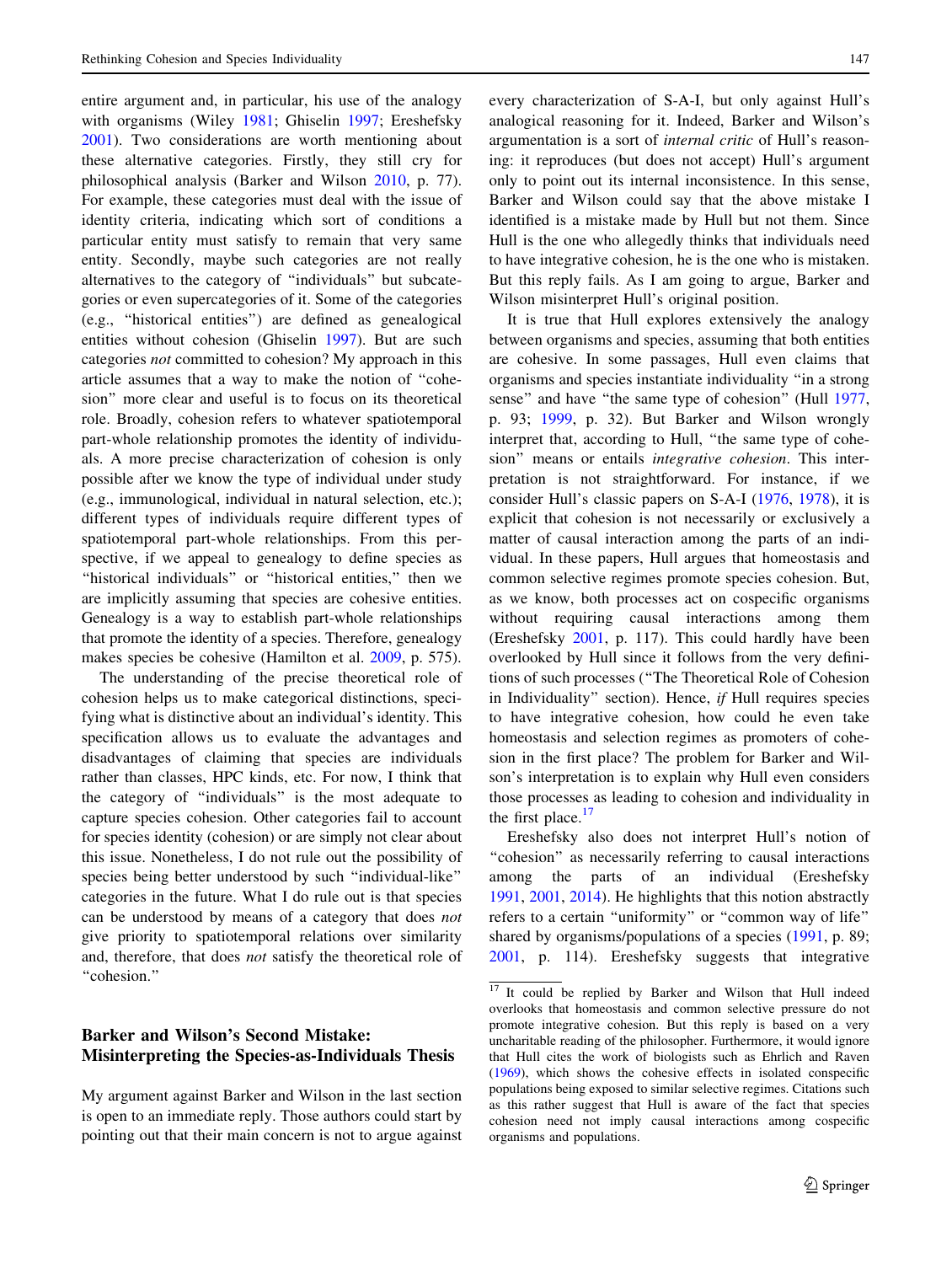entire argument and, in particular, his use of the analogy with organisms (Wiley 1981; Ghiselin 1997; Ereshefsky 2001). Two considerations are worth mentioning about these alternative categories. Firstly, they still cry for philosophical analysis (Barker and Wilson 2010, p. 77). For example, these categories must deal with the issue of identity criteria, indicating which sort of conditions a particular entity must satisfy to remain that very same entity. Secondly, maybe such categories are not really alternatives to the category of "individuals" but subcategories or even supercategories of it. Some of the categories (e.g., "historical entities") are defined as genealogical entities without cohesion (Ghiselin 1997). But are such categories *not* committed to cohesion? My approach in this article assumes that a way to make the notion of "cohesion" more clear and useful is to focus on its theoretical role. Broadly, cohesion refers to whatever spatiotemporal part-whole relationship promotes the identity of individuals. A more precise characterization of cohesion is only possible after we know the type of individual under study (e.g., immunological, individual in natural selection, etc.); different types of individuals require different types of spatiotemporal part-whole relationships. From this perspective, if we appeal to genealogy to define species as "historical individuals" or "historical entities," then we are implicitly assuming that species are cohesive entities. Genealogy is a way to establish part-whole relationships that promote the identity of a species. Therefore, genealogy makes species be cohesive (Hamilton et al. 2009, p. 575).

The understanding of the precise theoretical role of cohesion helps us to make categorical distinctions, specifying what is distinctive about an individual's identity. This specification allows us to evaluate the advantages and disadvantages of claiming that species are individuals rather than classes, HPC kinds, etc. For now, I think that the category of "individuals" is the most adequate to capture species cohesion. Other categories fail to account for species identity (cohesion) or are simply not clear about this issue. Nonetheless, I do not rule out the possibility of species being better understood by such "individual-like" categories in the future. What I do rule out is that species can be understood by means of a category that does *not* give priority to spatiotemporal relations over similarity and, therefore, that does *not* satisfy the theoretical role of "cohesion."

## Barker and Wilson's Second Mistake: Misinterpreting the Species-as-Individuals Thesis

My argument against Barker and Wilson in the last section is open to an immediate reply. Those authors could start by pointing out that their main concern is not to argue against every characterization of S-A-I, but only against Hull's analogical reasoning for it. Indeed, Barker and Wilson's argumentation is a sort of *internal critic* of Hull's reasoning: it reproduces (but does not accept) Hull's argument only to point out its internal inconsistence. In this sense, Barker and Wilson could say that the above mistake I identified is a mistake made by Hull but not them. Since Hull is the one who allegedly thinks that individuals need to have integrative cohesion, he is the one who is mistaken. But this reply fails. As I am going to argue, Barker and Wilson misinterpret Hull's original position.

It is true that Hull explores extensively the analogy between organisms and species, assuming that both entities are cohesive. In some passages, Hull even claims that organisms and species instantiate individuality "in a strong sense" and have "the same type of cohesion" (Hull 1977, p. 93; 1999, p. 32). But Barker and Wilson wrongly interpret that, according to Hull, "the same type of cohesion" means or entails *integrative cohesion*. This interpretation is not straightforward. For instance, if we consider Hull's classic papers on S-A-I (1976, 1978), it is explicit that cohesion is not necessarily or exclusively a matter of causal interaction among the parts of an individual. In these papers, Hull argues that homeostasis and common selective regimes promote species cohesion. But, as we know, both processes act on cospecific organisms without requiring causal interactions among them (Ereshefsky 2001, p. 117). This could hardly have been overlooked by Hull since it follows from the very definitions of such processes ("The Theoretical Role of Cohesion in Individuality" section). Hence, *if* Hull requires species to have integrative cohesion, how could he even take homeostasis and selection regimes as promoters of cohesion in the first place? The problem for Barker and Wilson's interpretation is to explain why Hull even considers those processes as leading to cohesion and individuality in the first place.[17]

Ereshefsky also does not interpret Hull's notion of "cohesion" as necessarily referring to causal interactions among the parts of an individual (Ereshefsky 1991, 2001, 2014). He highlights that this notion abstractly refers to a certain "uniformity" or "common way of life" shared by organisms/populations of a species (1991, p. 89; 2001, p. 114). Ereshefsky suggests that integrative

[17] It could be replied by Barker and Wilson that Hull indeed overlooks that homeostasis and common selective pressure do not promote integrative cohesion. But this reply is based on a very uncharitable reading of the philosopher. Furthermore, it would ignore that Hull cites the work of biologists such as Ehrlich and Raven (1969), which shows the cohesive effects in isolated conspecific populations being exposed to similar selective regimes. Citations such as this rather suggest that Hull is aware of the fact that species cohesion need not imply causal interactions among cospecific organisms and populations.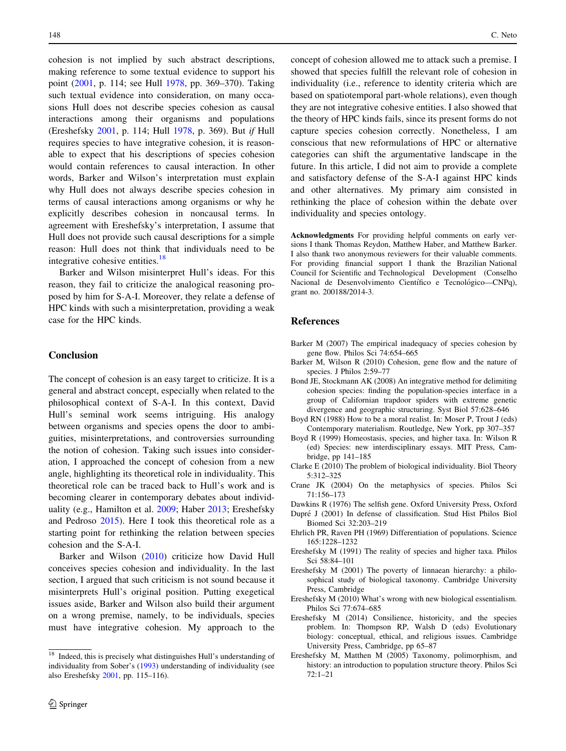cohesion is not implied by such abstract descriptions, making reference to some textual evidence to support his point (2001, p. 114; see Hull 1978, pp. 369–370). Taking such textual evidence into consideration, on many occasions Hull does not describe species cohesion as causal interactions among their organisms and populations (Ereshefsky 2001, p. 114; Hull 1978, p. 369). But *if* Hull requires species to have integrative cohesion, it is reasonable to expect that his descriptions of species cohesion would contain references to causal interaction. In other words, Barker and Wilson's interpretation must explain why Hull does not always describe species cohesion in terms of causal interactions among organisms or why he explicitly describes species cohesion in noncausal terms. In agreement with Ereshefsky's interpretation, I assume that Hull does not provide such causal descriptions for a simple reason: Hull does not think that individuals need to be integrative cohesive entities.[18]

Barker and Wilson misinterpret Hull's ideas. For this reason, they fail to criticize the analogical reasoning proposed by him for S-A-I. Moreover, they relate a defense of HPC kinds with such a misinterpretation, providing a weak case for the HPC kinds.

## Conclusion

The concept of cohesion is an easy target to criticize. It is a general and abstract concept, especially when related to the philosophical context of S-A-I. In this context, David Hull's seminal work seems intriguing. His analogy between organisms and species opens the door to ambiguities, misinterpretations, and controversies surrounding the notion of cohesion. Taking such issues into consideration, I approached the concept of cohesion from a new angle, highlighting its theoretical role in individuality. This theoretical role can be traced back to Hull's work and is becoming clearer in contemporary debates about individuality (e.g., Hamilton et al. 2009; Haber 2013; Ereshefsky and Pedroso 2015). Here I took this theoretical role as a starting point for rethinking the relation between species cohesion and the S-A-I.

Barker and Wilson (2010) criticize how David Hull conceives species cohesion and individuality. In the last section, I argued that such criticism is not sound because it misinterprets Hull's original position. Putting exegetical issues aside, Barker and Wilson also build their argument on a wrong premise, namely, to be individuals, species must have integrative cohesion. My approach to the concept of cohesion allowed me to attack such a premise. I showed that species fulfill the relevant role of cohesion in individuality (i.e., reference to identity criteria which are based on spatiotemporal part-whole relations), even though they are not integrative cohesive entities. I also showed that the theory of HPC kinds fails, since its present forms do not capture species cohesion correctly. Nonetheless, I am conscious that new reformulations of HPC or alternative categories can shift the argumentative landscape in the future. In this article, I did not aim to provide a complete and satisfactory defense of the S-A-I against HPC kinds and other alternatives. My primary aim consisted in rethinking the place of cohesion within the debate over individuality and species ontology.

[18] Indeed, this is precisely what distinguishes Hull's understanding of individuality from Sober's (1993) understanding of individuality (see also Ereshefsky 2001, pp. 115–116).

**Acknowledgments** For providing helpful comments on early versions I thank Thomas Reydon, Matthew Haber, and Matthew Barker. I also thank two anonymous reviewers for their valuable comments. For providing financial support I thank the Brazilian National Council for Scientific and Technological Development (Conselho Nacional de Desenvolvimento Científico e Tecnológico—CNPq), grant no. 200188/2014-3.

## References

Barker M (2007) The empirical inadequacy of species cohesion by gene flow. Philos Sci 74:654–665

Barker M, Wilson R (2010) Cohesion, gene flow and the nature of species. J Philos 2:59–77

Bond JE, Stockmann AK (2008) An integrative method for delimiting cohesion species: finding the population-species interface in a group of Californian trapdoor spiders with extreme genetic divergence and geographic structuring. Syst Biol 57:628–646

Boyd RN (1988) How to be a moral realist. In: Moser P, Trout J (eds) Contemporary materialism. Routledge, New York, pp 307–357

Boyd R (1999) Homeostasis, species, and higher taxa. In: Wilson R (ed) Species: new interdisciplinary essays. MIT Press, Cambridge, pp 141–185

Clarke E (2010) The problem of biological individuality. Biol Theory 5:312–325

Crane JK (2004) On the metaphysics of species. Philos Sci 71:156–173

Dawkins R (1976) The selfish gene. Oxford University Press, Oxford

Dupré J (2001) In defense of classification. Stud Hist Philos Biol Biomed Sci 32:203–219

Ehrlich PR, Raven PH (1969) Differentiation of populations. Science 165:1228–1232

Ereshefsky M (1991) The reality of species and higher taxa. Philos Sci 58:84–101

Ereshefsky M (2001) The poverty of linnaean hierarchy: a philosophical study of biological taxonomy. Cambridge University Press, Cambridge

Ereshefsky M (2010) What's wrong with new biological essentialism. Philos Sci 77:674–685

Ereshefsky M (2014) Consilience, historicity, and the species problem. In: Thompson RP, Walsh D (eds) Evolutionary biology: conceptual, ethical, and religious issues. Cambridge University Press, Cambridge, pp 65–87

Ereshefsky M, Matthen M (2005) Taxonomy, polimorphism, and history: an introduction to population structure theory. Philos Sci 72:1–21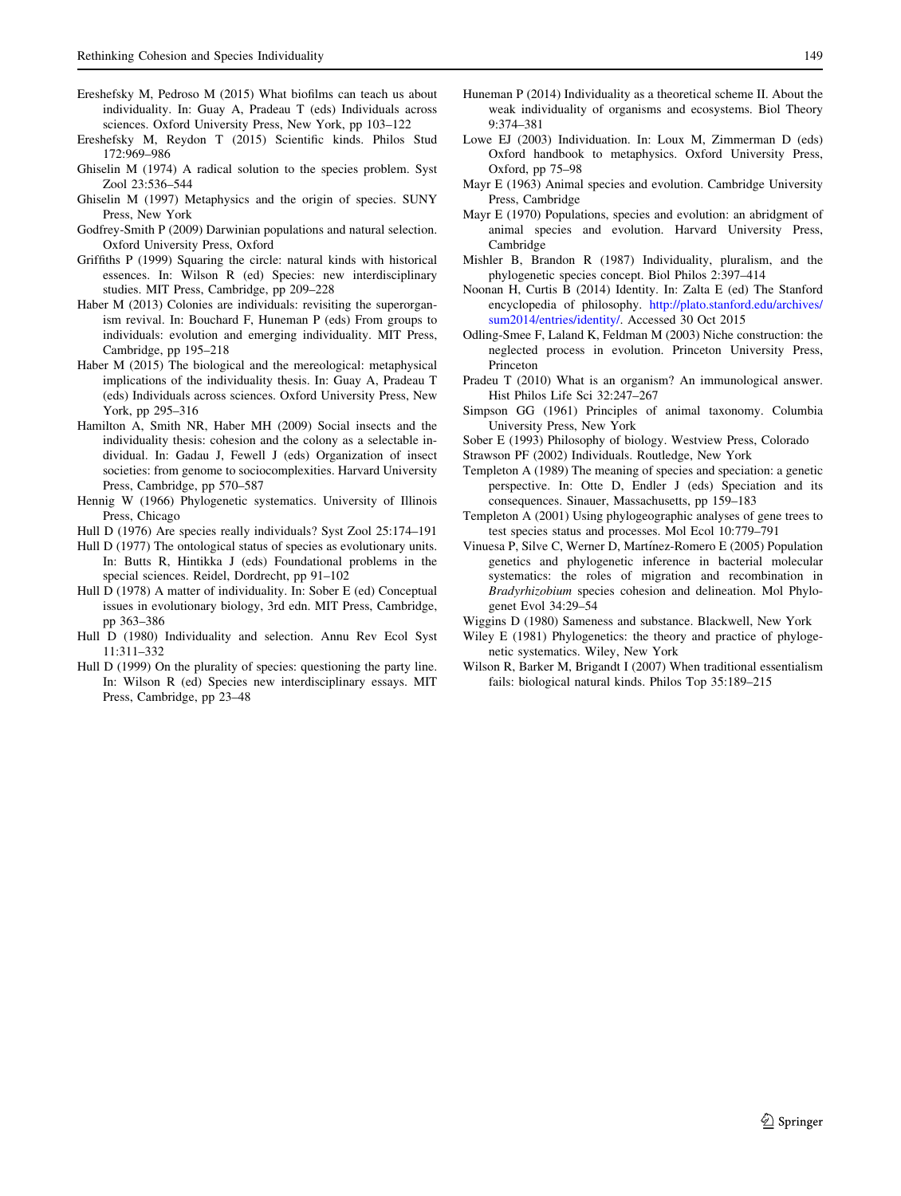Ereshefsky M, Pedroso M (2015) What biofilms can teach us about individuality. In: Guay A, Pradeau T (eds) Individuals across sciences. Oxford University Press, New York, pp 103–122

Ereshefsky M, Reydon T (2015) Scientific kinds. Philos Stud 172:969–986

Ghiselin M (1974) A radical solution to the species problem. Syst Zool 23:536–544

Ghiselin M (1997) Metaphysics and the origin of species. SUNY Press, New York

Godfrey-Smith P (2009) Darwinian populations and natural selection. Oxford University Press, Oxford

Griffiths P (1999) Squaring the circle: natural kinds with historical essences. In: Wilson R (ed) Species: new interdisciplinary studies. MIT Press, Cambridge, pp 209–228

Haber M (2013) Colonies are individuals: revisiting the superorganism revival. In: Bouchard F, Huneman P (eds) From groups to individuals: evolution and emerging individuality. MIT Press, Cambridge, pp 195–218

Haber M (2015) The biological and the mereological: metaphysical implications of the individuality thesis. In: Guay A, Pradeau T (eds) Individuals across sciences. Oxford University Press, New York, pp 295–316

Hamilton A, Smith NR, Haber MH (2009) Social insects and the individuality thesis: cohesion and the colony as a selectable individual. In: Gadau J, Fewell J (eds) Organization of insect societies: from genome to sociocomplexities. Harvard University Press, Cambridge, pp 570–587

Hennig W (1966) Phylogenetic systematics. University of Illinois Press, Chicago

Hull D (1976) Are species really individuals? Syst Zool 25:174–191

Hull D (1977) The ontological status of species as evolutionary units. In: Butts R, Hintikka J (eds) Foundational problems in the special sciences. Reidel, Dordrecht, pp 91–102

Hull D (1978) A matter of individuality. In: Sober E (ed) Conceptual issues in evolutionary biology, 3rd edn. MIT Press, Cambridge, pp 363–386

Hull D (1980) Individuality and selection. Annu Rev Ecol Syst 11:311–332

Hull D (1999) On the plurality of species: questioning the party line. In: Wilson R (ed) Species new interdisciplinary essays. MIT Press, Cambridge, pp 23–48

Huneman P (2014) Individuality as a theoretical scheme II. About the weak individuality of organisms and ecosystems. Biol Theory 9:374–381

Lowe EJ (2003) Individuation. In: Loux M, Zimmerman D (eds) Oxford handbook to metaphysics. Oxford University Press, Oxford, pp 75–98

Mayr E (1963) Animal species and evolution. Cambridge University Press, Cambridge

Mayr E (1970) Populations, species and evolution: an abridgment of animal species and evolution. Harvard University Press, Cambridge

Mishler B, Brandon R (1987) Individuality, pluralism, and the phylogenetic species concept. Biol Philos 2:397–414

Noonan H, Curtis B (2014) Identity. In: Zalta E (ed) The Stanford encyclopedia of philosophy. http://plato.stanford.edu/archives/sum2014/entries/identity/. Accessed 30 Oct 2015

Odling-Smee F, Laland K, Feldman M (2003) Niche construction: the neglected process in evolution. Princeton University Press, Princeton

Pradeu T (2010) What is an organism? An immunological answer. Hist Philos Life Sci 32:247–267

Simpson GG (1961) Principles of animal taxonomy. Columbia University Press, New York

Sober E (1993) Philosophy of biology. Westview Press, Colorado

Strawson PF (2002) Individuals. Routledge, New York

Templeton A (1989) The meaning of species and speciation: a genetic perspective. In: Otte D, Endler J (eds) Speciation and its consequences. Sinauer, Massachusetts, pp 159–183

Templeton A (2001) Using phylogeographic analyses of gene trees to test species status and processes. Mol Ecol 10:779–791

Vinuesa P, Silve C, Werner D, Martínez-Romero E (2005) Population genetics and phylogenetic inference in bacterial molecular systematics: the roles of migration and recombination in *Bradyrhizobium* species cohesion and delineation. Mol Phylogenet Evol 34:29–54

Wiggins D (1980) Sameness and substance. Blackwell, New York

Wiley E (1981) Phylogenetics: the theory and practice of phylogenetic systematics. Wiley, New York

Wilson R, Barker M, Brigandt I (2007) When traditional essentialism fails: biological natural kinds. Philos Top 35:189–215